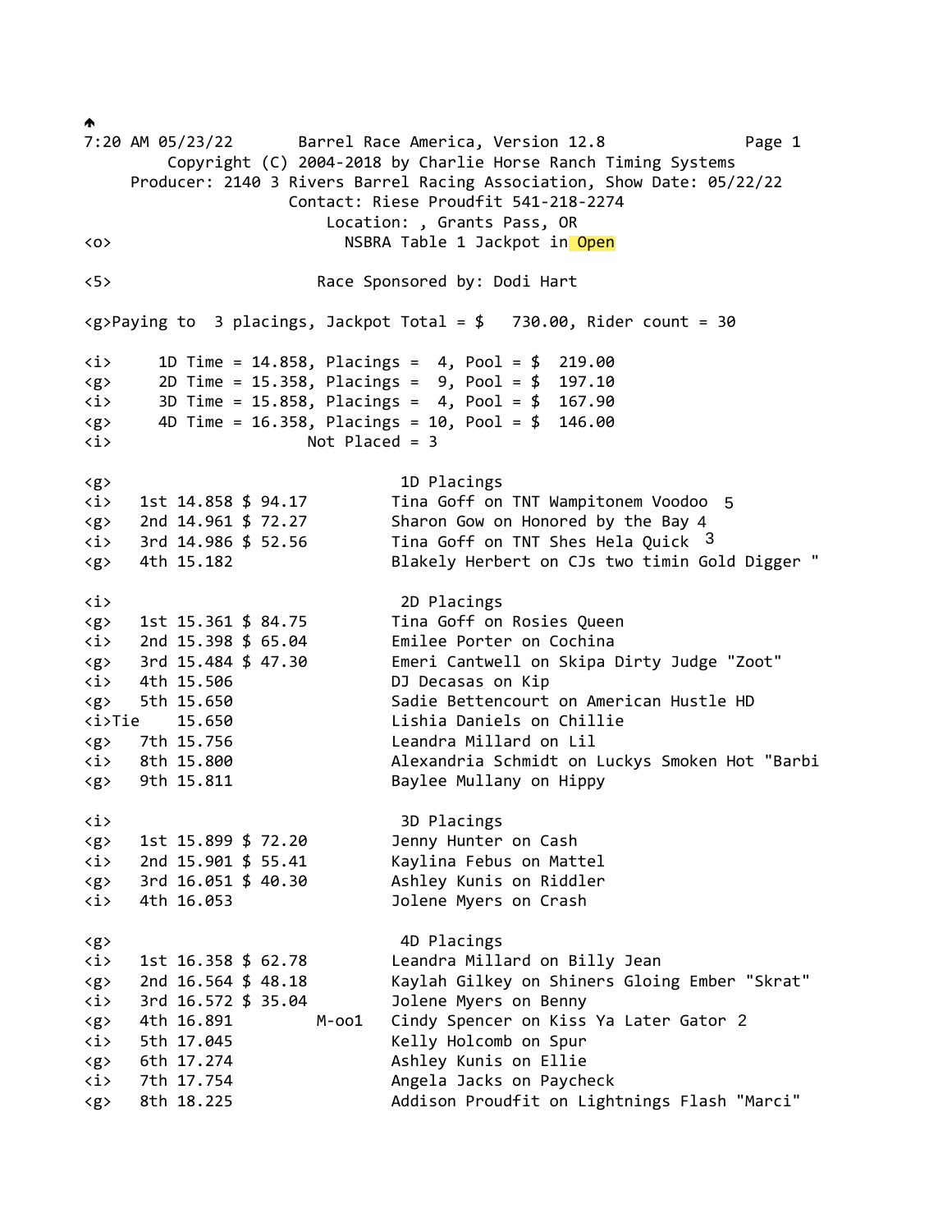7:20 AM 05/23/22 Barrel Race America, Version 12.8 Page 1

Copyright (C) 2004-2018 by Charlie Horse Ranch Timing Systems

Producer: 2140 3 Rivers Barrel Racing Association, Show Date: 05/22/22

Contact: Riese Proudfit 541-218-2274

Location: , Grants Pass, OR

<o> NSBRA Table 1 Jackpot in Open

<5> Race Sponsored by: Dodi Hart

<g>Paying to 3 placings, Jackpot Total = $ 730.00, Rider count = 30

```
<i>     1D Time = 14.858, Placings =  4, Pool = $  219.00
<g>     2D Time = 15.358, Placings =  9, Pool = $  197.10
<i>     3D Time = 15.858, Placings =  4, Pool = $  167.90
<g>     4D Time = 16.358, Placings = 10, Pool = $  146.00
<i>                      Not Placed = 3
```

```
<g>                              1D Placings
<i>   1st 14.858 $ 94.17         Tina Goff on TNT Wampitonem Voodoo  5
<g>   2nd 14.961 $ 72.27         Sharon Gow on Honored by the Bay 4
<i>   3rd 14.986 $ 52.56         Tina Goff on TNT Shes Hela Quick  3
<g>   4th 15.182                 Blakely Herbert on CJs two timin Gold Digger "

<i>                              2D Placings
<g>   1st 15.361 $ 84.75         Tina Goff on Rosies Queen
<i>   2nd 15.398 $ 65.04         Emilee Porter on Cochina
<g>   3rd 15.484 $ 47.30         Emeri Cantwell on Skipa Dirty Judge "Zoot"
<i>   4th 15.506                 DJ Decasas on Kip
<g>   5th 15.650                 Sadie Bettencourt on American Hustle HD
<i>Tie    15.650                 Lishia Daniels on Chillie
<g>   7th 15.756                 Leandra Millard on Lil
<i>   8th 15.800                 Alexandria Schmidt on Luckys Smoken Hot "Barbi
<g>   9th 15.811                 Baylee Mullany on Hippy

<i>                              3D Placings
<g>   1st 15.899 $ 72.20         Jenny Hunter on Cash
<i>   2nd 15.901 $ 55.41         Kaylina Febus on Mattel
<g>   3rd 16.051 $ 40.30         Ashley Kunis on Riddler
<i>   4th 16.053                 Jolene Myers on Crash

<g>                              4D Placings
<i>   1st 16.358 $ 62.78         Leandra Millard on Billy Jean
<g>   2nd 16.564 $ 48.18         Kaylah Gilkey on Shiners Gloing Ember "Skrat"
<i>   3rd 16.572 $ 35.04         Jolene Myers on Benny
<g>   4th 16.891          M-oo1  Cindy Spencer on Kiss Ya Later Gator 2
<i>   5th 17.045                 Kelly Holcomb on Spur
<g>   6th 17.274                 Ashley Kunis on Ellie
<i>   7th 17.754                 Angela Jacks on Paycheck
<g>   8th 18.225                 Addison Proudfit on Lightnings Flash "Marci"
```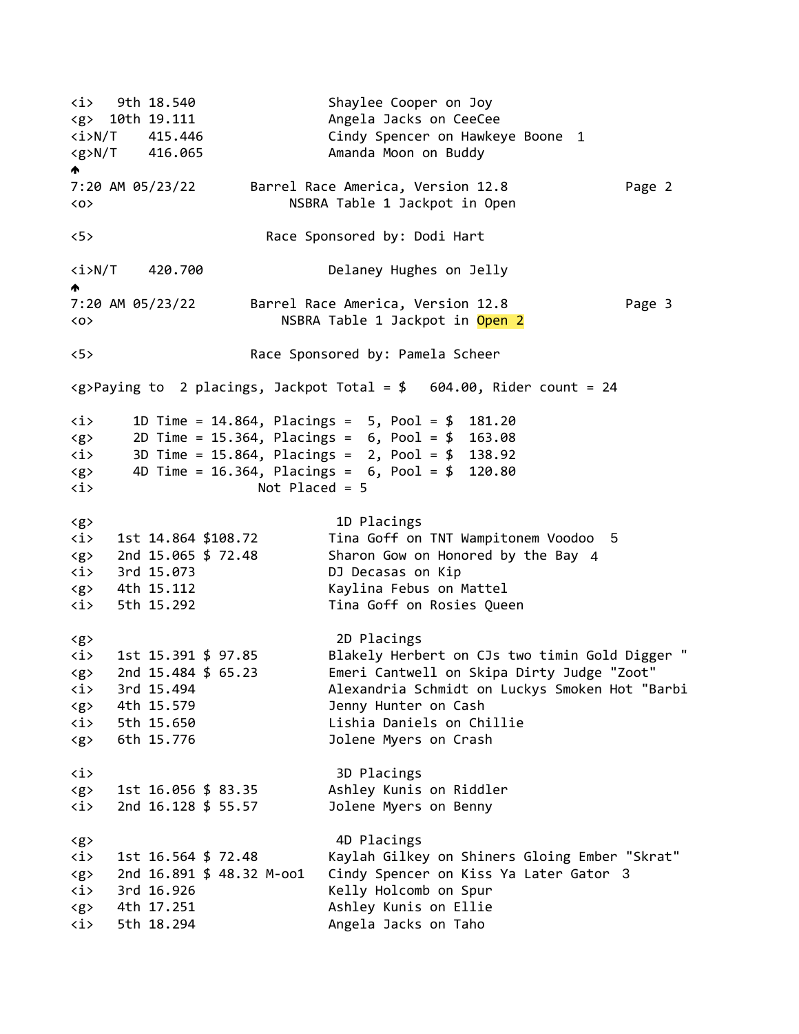```
<i>   9th 18.540                 Shaylee Cooper on Joy
<g>  10th 19.111                 Angela Jacks on CeeCee
<i>N/T    415.446                Cindy Spencer on Hawkeye Boone  1
<g>N/T    416.065                Amanda Moon on Buddy
```

7:20 AM 05/23/22       Barrel Race America, Version 12.8

```
<o>                        NSBRA Table 1 Jackpot in Open

<5>                      Race Sponsored by: Dodi Hart

<i>N/T    420.700                Delaney Hughes on Jelly
```

7:20 AM 05/23/22       Barrel Race America, Version 12.8

```
<o>                      NSBRA Table 1 Jackpot in Open 2

<5>                    Race Sponsored by: Pamela Scheer

<g>Paying to  2 placings, Jackpot Total = $   604.00, Rider count = 24

<i>     1D Time = 14.864, Placings =  5, Pool = $  181.20
<g>     2D Time = 15.364, Placings =  6, Pool = $  163.08
<i>     3D Time = 15.864, Placings =  2, Pool = $  138.92
<g>     4D Time = 16.364, Placings =  6, Pool = $  120.80
<i>                      Not Placed = 5

<g>                               1D Placings
<i>   1st 14.864 $108.72         Tina Goff on TNT Wampitonem Voodoo  5
<g>   2nd 15.065 $ 72.48         Sharon Gow on Honored by the Bay  4
<i>   3rd 15.073                 DJ Decasas on Kip
<g>   4th 15.112                 Kaylina Febus on Mattel
<i>   5th 15.292                 Tina Goff on Rosies Queen

<g>                               2D Placings
<i>   1st 15.391 $ 97.85         Blakely Herbert on CJs two timin Gold Digger "
<g>   2nd 15.484 $ 65.23         Emeri Cantwell on Skipa Dirty Judge "Zoot"
<i>   3rd 15.494                 Alexandria Schmidt on Luckys Smoken Hot "Barbi
<g>   4th 15.579                 Jenny Hunter on Cash
<i>   5th 15.650                 Lishia Daniels on Chillie
<g>   6th 15.776                 Jolene Myers on Crash

<i>                               3D Placings
<g>   1st 16.056 $ 83.35         Ashley Kunis on Riddler
<i>   2nd 16.128 $ 55.57         Jolene Myers on Benny

<g>                               4D Placings
<i>   1st 16.564 $ 72.48         Kaylah Gilkey on Shiners Gloing Ember "Skrat"
<g>   2nd 16.891 $ 48.32 M-oo1   Cindy Spencer on Kiss Ya Later Gator  3
<i>   3rd 16.926                 Kelly Holcomb on Spur
<g>   4th 17.251                 Ashley Kunis on Ellie
<i>   5th 18.294                 Angela Jacks on Taho
```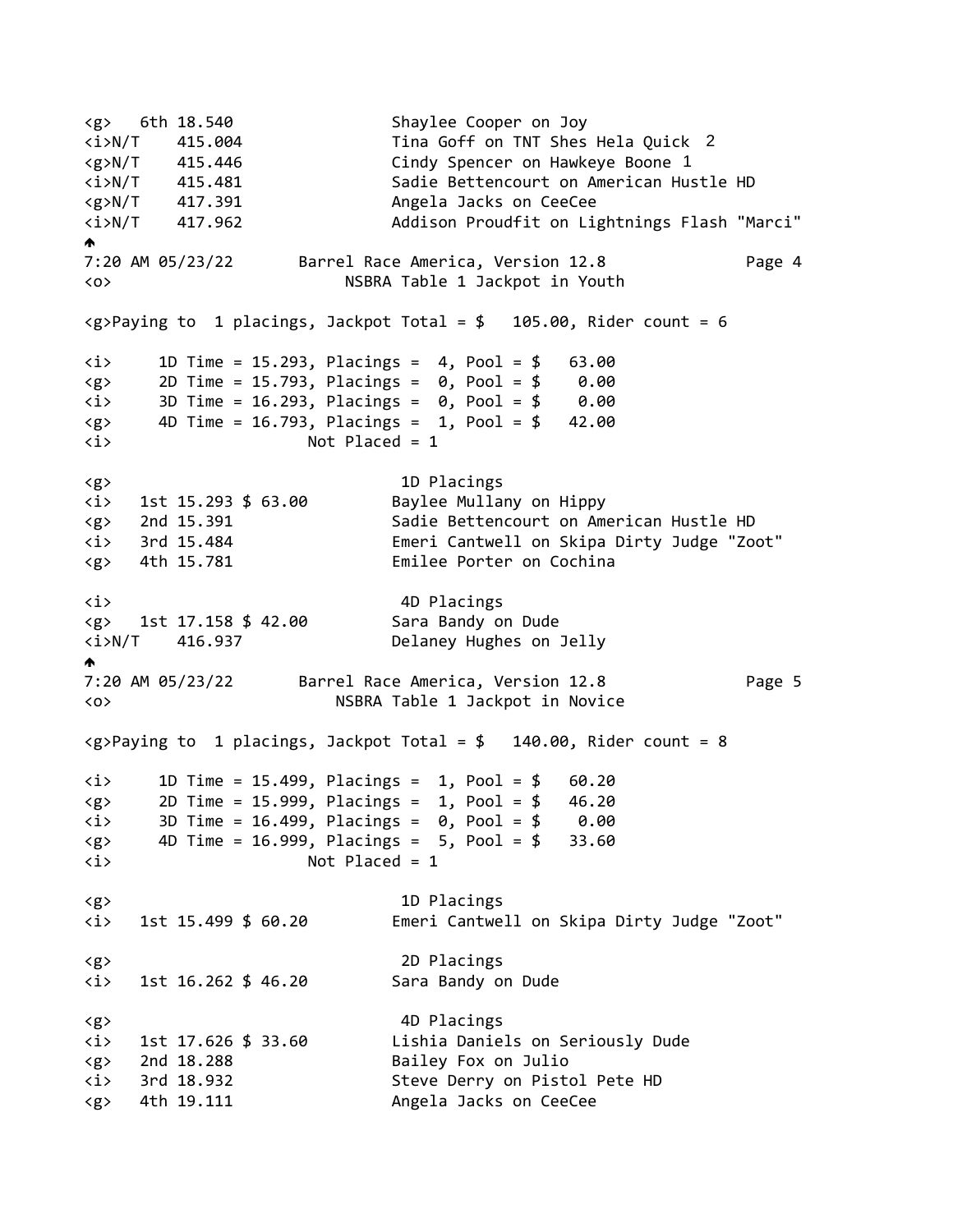```
<g>   6th 18.540                Shaylee Cooper on Joy
<i>N/T    415.004               Tina Goff on TNT Shes Hela Quick 2
<g>N/T    415.446               Cindy Spencer on Hawkeye Boone 1
<i>N/T    415.481               Sadie Bettencourt on American Hustle HD
<g>N/T    417.391               Angela Jacks on CeeCee
<i>N/T    417.962               Addison Proudfit on Lightnings Flash "Marci"
```

```
<o>                        NSBRA Table 1 Jackpot in Youth

<g>Paying to  1 placings, Jackpot Total = $   105.00, Rider count = 6

<i>     1D Time = 15.293, Placings =  4, Pool = $   63.00
<g>     2D Time = 15.793, Placings =  0, Pool = $    0.00
<i>     3D Time = 16.293, Placings =  0, Pool = $    0.00
<g>     4D Time = 16.793, Placings =  1, Pool = $   42.00
<i>                    Not Placed = 1

<g>                              1D Placings
<i>   1st 15.293 $ 63.00        Baylee Mullany on Hippy
<g>   2nd 15.391                Sadie Bettencourt on American Hustle HD
<i>   3rd 15.484                Emeri Cantwell on Skipa Dirty Judge "Zoot"
<g>   4th 15.781                Emilee Porter on Cochina

<i>                              4D Placings
<g>   1st 17.158 $ 42.00        Sara Bandy on Dude
<i>N/T    416.937               Delaney Hughes on Jelly
```

```
<o>                       NSBRA Table 1 Jackpot in Novice

<g>Paying to  1 placings, Jackpot Total = $   140.00, Rider count = 8

<i>     1D Time = 15.499, Placings =  1, Pool = $   60.20
<g>     2D Time = 15.999, Placings =  1, Pool = $   46.20
<i>     3D Time = 16.499, Placings =  0, Pool = $    0.00
<g>     4D Time = 16.999, Placings =  5, Pool = $   33.60
<i>                    Not Placed = 1

<g>                              1D Placings
<i>   1st 15.499 $ 60.20        Emeri Cantwell on Skipa Dirty Judge "Zoot"

<g>                              2D Placings
<i>   1st 16.262 $ 46.20        Sara Bandy on Dude

<g>                              4D Placings
<i>   1st 17.626 $ 33.60        Lishia Daniels on Seriously Dude
<g>   2nd 18.288                Bailey Fox on Julio
<i>   3rd 18.932                Steve Derry on Pistol Pete HD
<g>   4th 19.111                Angela Jacks on CeeCee
```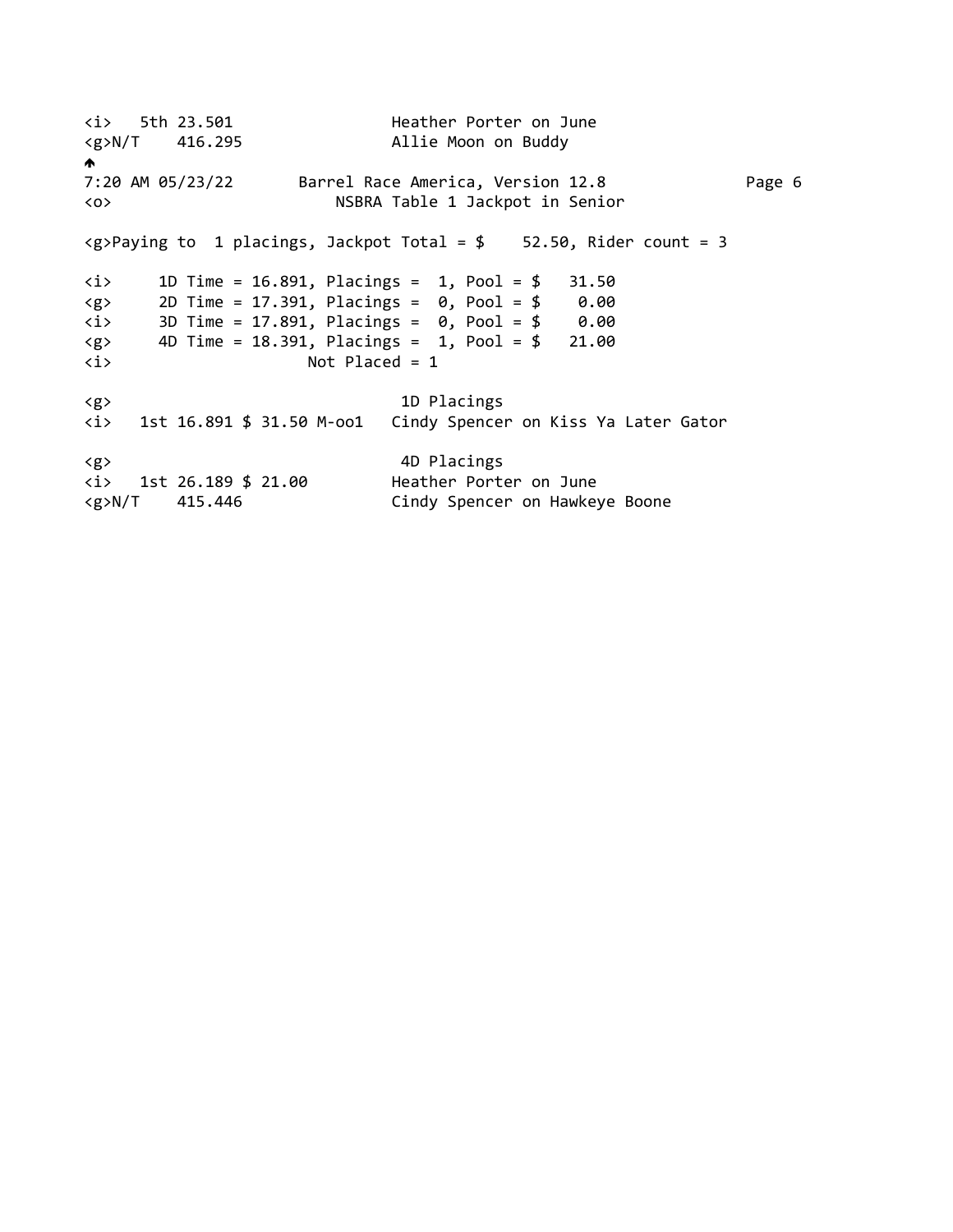```
<i>   5th 23.501                Heather Porter on June
<g>N/T    416.295               Allie Moon on Buddy
```

```
7:20 AM 05/23/22       Barrel Race America, Version 12.8              Page 6
<o>                       NSBRA Table 1 Jackpot in Senior

<g>Paying to  1 placings, Jackpot Total = $    52.50, Rider count = 3

<i>     1D Time = 16.891, Placings =  1, Pool = $   31.50
<g>     2D Time = 17.391, Placings =  0, Pool = $    0.00
<i>     3D Time = 17.891, Placings =  0, Pool = $    0.00
<g>     4D Time = 18.391, Placings =  1, Pool = $   21.00
<i>                     Not Placed = 1

<g>                              1D Placings
<i>   1st 16.891 $ 31.50 M-oo1   Cindy Spencer on Kiss Ya Later Gator

<g>                              4D Placings
<i>   1st 26.189 $ 21.00         Heather Porter on June
<g>N/T    415.446                Cindy Spencer on Hawkeye Boone
```